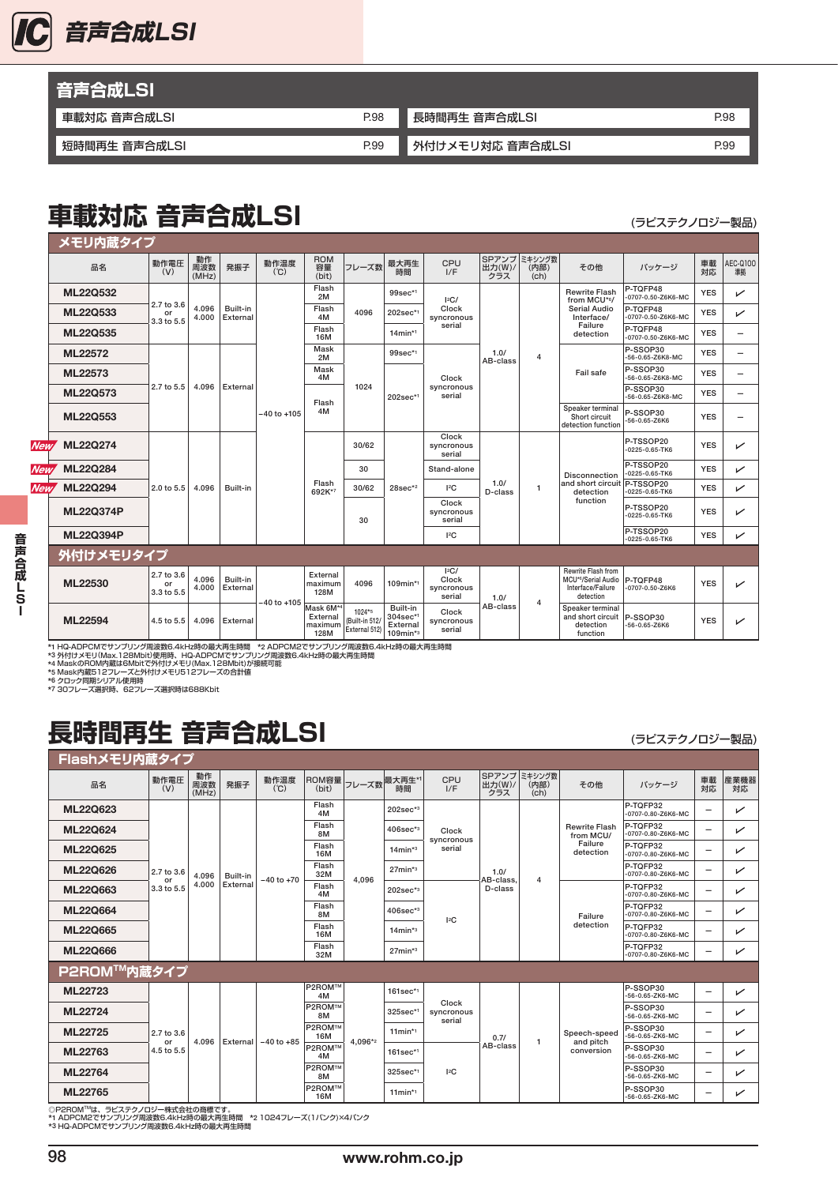# 音声合成LSI

| 音声合成LSI | | | |
|---|---|---|---|
| 車載対応 音声合成LSI | P.98 | 長時間再生 音声合成LSI | P.98 |
| 短時間再生 音声合成LSI | P.99 | 外付けメモリ対応 音声合成LSI | P.99 |

## 車載対応 音声合成LSI

(ラピステクノロジー製品)

| 品名 | 動作電圧(V) | 動作周波数(MHz) | 発振子 | 動作温度(℃) | ROM容量(bit) | フレーズ数 | 最大再生時間 | CPU I/F | SPアンプ出力(W)/クラス | ミキシング数(内部)(ch) | その他 | パッケージ | 車載対応 | AEC-Q100準拠 |
|---|---|---|---|---|---|---|---|---|---|---|---|---|---|---|
| **メモリ内蔵タイプ** | | | | | | | | | | | | | | |
| ML22Q532 | 2.7 to 3.6 or 3.3 to 5.5 | 4.096 4.000 | Built-in External | −40 to +105 | Flash 2M | 4096 | 99sec*1 | I²C/ Clock syncronous serial | 1.0/ AB-class | 4 | Rewrite Flash from MCU*6/ Serial Audio Interface/ Failure detection | P-TQFP48 -0707-0.50-Z6K6-MC | YES | ✓ |
| ML22Q533 | | | | | Flash 4M | | 202sec*1 | | | | | P-TQFP48 -0707-0.50-Z6K6-MC | YES | ✓ |
| ML22Q535 | | | | | Flash 16M | | 14min*1 | | | | | P-TQFP48 -0707-0.50-Z6K6-MC | YES | − |
| ML22572 | 2.7 to 5.5 | 4.096 | External | | Mask 2M | 1024 | 99sec*1 | Clock syncronous serial | | | Fail safe | P-SSOP30 -56-0.65-Z6K8-MC | YES | − |
| ML22573 | | | | | Mask 4M | | 202sec*1 | | | | | P-SSOP30 -56-0.65-Z6K8-MC | YES | − |
| ML22Q573 | | | | | Flash 4M | | | | | | | P-SSOP30 -56-0.65-Z6K8-MC | YES | − |
| ML22Q553 | | | | | | | | | | | Speaker terminal Short circuit detection function | P-SSOP30 -56-0.65-Z6K6 | YES | − |
| New ML22Q274 | 2.0 to 5.5 | 4.096 | Built-in | | Flash 692K*7 | 30/62 | 28sec*2 | Clock syncronous serial | 1.0/ D-class | 1 | Disconnection and short circuit detection function | P-TSSOP20 -0225-0.65-TK6 | YES | ✓ |
| New ML22Q284 | | | | | | 30 | | Stand-alone | | | | P-TSSOP20 -0225-0.65-TK6 | YES | ✓ |
| New ML22Q294 | | | | | | 30/62 | | I²C | | | | P-TSSOP20 -0225-0.65-TK6 | YES | ✓ |
| ML22Q374P | | | | | | 30 | | Clock syncronous serial | | | | P-TSSOP20 -0225-0.65-TK6 | YES | ✓ |
| ML22Q394P | | | | | | | | I²C | | | | P-TSSOP20 -0225-0.65-TK6 | YES | ✓ |
| **外付けメモリタイプ** | | | | | | | | | | | | | | |
| ML22530 | 2.7 to 3.6 or 3.3 to 5.5 | 4.096 4.000 | Built-in External | −40 to +105 | External maximum 128M | 4096 | 109min*3 | I²C/ Clock syncronous serial | 1.0/ AB-class | 4 | Rewrite Flash from MCU*6/Serial Audio Interface/Failure detection | P-TQFP48 -0707-0.50-Z6K6 | YES | ✓ |
| ML22594 | 4.5 to 5.5 | 4.096 | External | | Mask 6M*4 External maximum 128M | 1024*5 (Built-in 512/ External 512) | Built-in 304sec*1 External 109min*3 | Clock syncronous serial | | | Speaker terminal and short circuit detection function | P-SSOP30 -56-0.65-Z6K6 | YES | ✓ |

*1 HQ-ADPCMでサンプリング周波数6.4kHz時の最大再生時間　*2 ADPCM2でサンプリング周波数6.4kHz時の最大再生時間
*3 外付けメモリ(Max.128Mbit)使用時、HQ-ADPCMでサンプリング周波数6.4kHz時の最大再生時間
*4 MaskのROM容量は6Mbitで外付けメモリ(Max.128Mbit)が接続可能
*5 Mask内蔵512フレーズと外付けメモリ512フレーズの合計値
*6 クロック同期シリアル使用時
*7 30フレーズ選択時、62フレーズ選択時は688Kbit

## 長時間再生 音声合成LSI

(ラピステクノロジー製品)

| 品名 | 動作電圧(V) | 動作周波数(MHz) | 発振子 | 動作温度(℃) | ROM容量(bit) | フレーズ数 | 最大再生*1時間 | CPU I/F | SPアンプ出力(W)/クラス | ミキシング数(内部)(ch) | その他 | パッケージ | 車載対応 | 産業機器対応 |
|---|---|---|---|---|---|---|---|---|---|---|---|---|---|---|
| **Flashメモリ内蔵タイプ** | | | | | | | | | | | | | | |
| ML22Q623 | 2.7 to 3.6 or 3.3 to 5.5 | 4.096 4.000 | Built-in External | −40 to +70 | Flash 4M | 4,096 | 202sec*3 | Clock syncronous serial | 1.0/ AB-class, D-class | 4 | Rewrite Flash from MCU/ Failure detection | P-TQFP32 -0707-0.80-Z6K6-MC | − | ✓ |
| ML22Q624 | | | | | Flash 8M | | 406sec*3 | | | | | P-TQFP32 -0707-0.80-Z6K6-MC | − | ✓ |
| ML22Q625 | | | | | Flash 16M | | 14min*3 | | | | | P-TQFP32 -0707-0.80-Z6K6-MC | − | ✓ |
| ML22Q626 | | | | | Flash 32M | | 27min*3 | | | | | P-TQFP32 -0707-0.80-Z6K6-MC | − | ✓ |
| ML22Q663 | | | | | Flash 4M | | 202sec*3 | I²C | | | Failure detection | P-TQFP32 -0707-0.80-Z6K6-MC | − | ✓ |
| ML22Q664 | | | | | Flash 8M | | 406sec*3 | | | | | P-TQFP32 -0707-0.80-Z6K6-MC | − | ✓ |
| ML22Q665 | | | | | Flash 16M | | 14min*3 | | | | | P-TQFP32 -0707-0.80-Z6K6-MC | − | ✓ |
| ML22Q666 | | | | | Flash 32M | | 27min*3 | | | | | P-TQFP32 -0707-0.80-Z6K6-MC | − | ✓ |
| **P2ROM™内蔵タイプ** | | | | | | | | | | | | | | |
| ML22723 | 2.7 to 3.6 or 4.5 to 5.5 | 4.096 | External | −40 to +85 | P2ROM™ 4M | 4,096*2 | 161sec*1 | Clock syncronous serial | 0.7/ AB-class | 1 | Speech-speed and pitch conversion | P-SSOP30 -56-0.65-ZK6-MC | − | ✓ |
| ML22724 | | | | | P2ROM™ 8M | | 325sec*1 | | | | | P-SSOP30 -56-0.65-ZK6-MC | − | ✓ |
| ML22725 | | | | | P2ROM™ 16M | | 11min*1 | | | | | P-SSOP30 -56-0.65-ZK6-MC | − | ✓ |
| ML22763 | | | | | P2ROM™ 4M | | 161sec*1 | I²C | | | | P-SSOP30 -56-0.65-ZK6-MC | − | ✓ |
| ML22764 | | | | | P2ROM™ 8M | | 325sec*1 | | | | | P-SSOP30 -56-0.65-ZK6-MC | − | ✓ |
| ML22765 | | | | | P2ROM™ 16M | | 11min*1 | | | | | P-SSOP30 -56-0.65-ZK6-MC | − | ✓ |

◎P2ROM™は、ラピステクノロジー株式会社の商標です。
*1 ADPCM2でサンプリング周波数6.4kHz時の最大再生時間　*2 1024フレーズ(1バンク)×4バンク
*3 HQ-ADPCMでサンプリング周波数6.4kHz時の最大再生時間

www.rohm.co.jp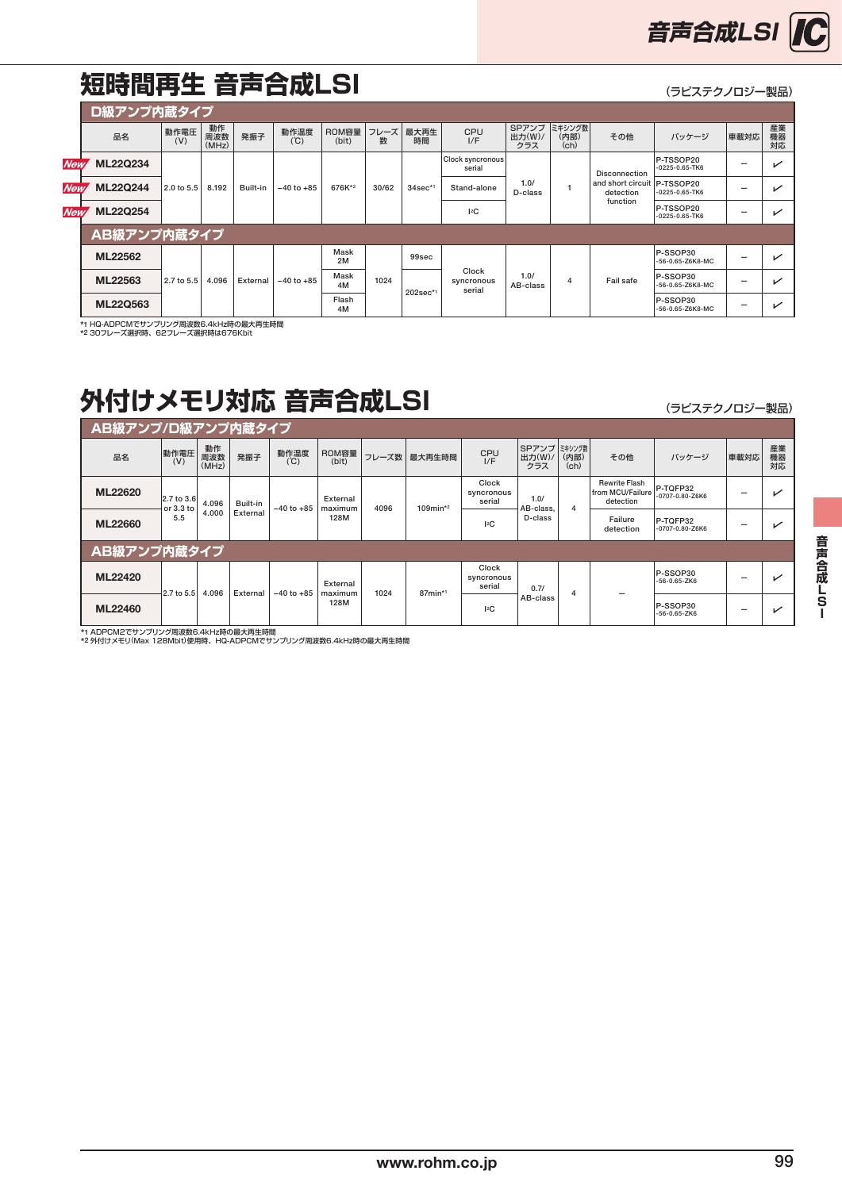# 短時間再生 音声合成LSI

（ラピステクノロジー製品）

| 品名 | 動作電圧(V) | 動作周波数(MHz) | 発振子 | 動作温度(℃) | ROM容量(bit) | フレーズ数 | 最大再生時間 | CPU I/F | SPアンプ出力(W)/クラス | ミキシング数(内部)(ch) | その他 | パッケージ | 車載対応 | 産業機器対応 |
|---|---|---|---|---|---|---|---|---|---|---|---|---|---|---|
| **D級アンプ内蔵タイプ** | | | | | | | | | | | | | | |
| New ML22Q234 | 2.0 to 5.5 | 8.192 | Built-in | −40 to +85 | 676K*2 | 30/62 | 34sec*1 | Clock syncronous serial | 1.0/ D-class | 1 | Disconnection and short circuit detection function | P-TSSOP20 -0225-0.65-TK6 | − | ✓ |
| New ML22Q244 | | | | | | | | Stand-alone | | | | P-TSSOP20 -0225-0.65-TK6 | − | ✓ |
| New ML22Q254 | | | | | | | | I²C | | | | P-TSSOP20 -0225-0.65-TK6 | − | ✓ |
| **AB級アンプ内蔵タイプ** | | | | | | | | | | | | | | |
| ML22562 | 2.7 to 5.5 | 4.096 | External | −40 to +85 | Mask 2M | 1024 | 99sec | Clock syncronous serial | 1.0/ AB-class | 4 | Fail safe | P-SSOP30 -56-0.65-Z6K8-MC | − | ✓ |
| ML22563 | | | | | Mask 4M | | 202sec*1 | | | | | P-SSOP30 -56-0.65-Z6K8-MC | − | ✓ |
| ML22Q563 | | | | | Flash 4M | | | | | | | P-SSOP30 -56-0.65-Z6K8-MC | − | ✓ |

*1 HQ-ADPCMでサンプリング周波数6.4kHz時の最大再生時間
*2 30フレーズ選択時、62フレーズ選択時は676Kbit

# 外付けメモリ対応 音声合成LSI

（ラピステクノロジー製品）

| 品名 | 動作電圧(V) | 動作周波数(MHz) | 発振子 | 動作温度(℃) | ROM容量(bit) | フレーズ数 | 最大再生時間 | CPU I/F | SPアンプ出力(W)/クラス | ミキシング数(内部)(ch) | その他 | パッケージ | 車載対応 | 産業機器対応 |
|---|---|---|---|---|---|---|---|---|---|---|---|---|---|---|
| **AB級アンプ/D級アンプ内蔵タイプ** | | | | | | | | | | | | | | |
| ML22620 | 2.7 to 3.6 or 3.3 to 5.5 | 4.096 4.000 | Built-in External | −40 to +85 | External maximum 128M | 4096 | 109min*2 | Clock syncronous serial | 1.0/ AB-class, D-class | 4 | Rewrite Flash from MCU/Failure detection | P-TQFP32 -0707-0.80-Z6K6 | − | ✓ |
| ML22660 | | | | | | | | I²C | | | Failure detection | P-TQFP32 -0707-0.80-Z6K6 | − | ✓ |
| **AB級アンプ内蔵タイプ** | | | | | | | | | | | | | | |
| ML22420 | 2.7 to 5.5 | 4.096 | External | −40 to +85 | External maximum 128M | 1024 | 87min*1 | Clock syncronous serial | 0.7/ AB-class | 4 | − | P-SSOP30 -56-0.65-ZK6 | − | ✓ |
| ML22460 | | | | | | | | I²C | | | | P-SSOP30 -56-0.65-ZK6 | − | ✓ |

*1 ADPCM2でサンプリング周波数6.4kHz時の最大再生時間
*2 外付けメモリ(Max 128Mbit)使用時、HQ-ADPCMでサンプリング周波数6.4kHz時の最大再生時間